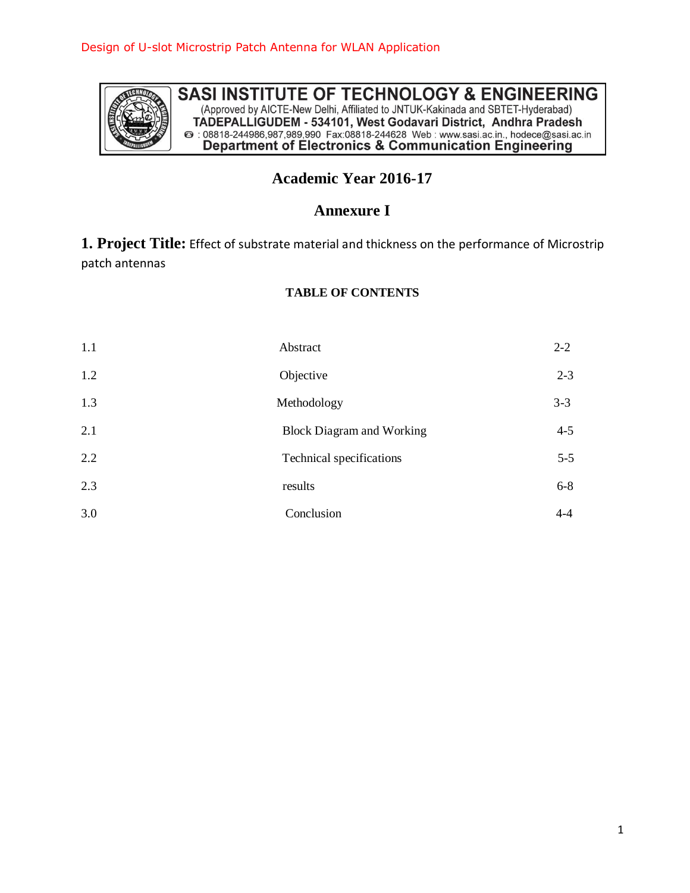**SASI INSTITUTE OF TECHNOLOGY & ENGINEERING**
(Approved by AICTE-New Delhi, Affiliated to JNTUK-Kakinada and SBTET-Hyderabad)
**TADEPALLIGUDEM - 534101, West Godavari District, Andhra Pradesh**
: 08818-244986,987,989,990 Fax:08818-244628 Web : www.sasi.ac.in., hodece@sasi.ac.in
**Department of Electronics & Communication Engineering**

## Academic Year 2016-17

## Annexure I

**1. Project Title:** Effect of substrate material and thickness on the performance of Microstrip patch antennas

**TABLE OF CONTENTS**

| | | |
|---|---|---|
| 1.1 | Abstract | 2-2 |
| 1.2 | Objective | 2-3 |
| 1.3 | Methodology | 3-3 |
| 2.1 | Block Diagram and Working | 4-5 |
| 2.2 | Technical specifications | 5-5 |
| 2.3 | results | 6-8 |
| 3.0 | Conclusion | 4-4 |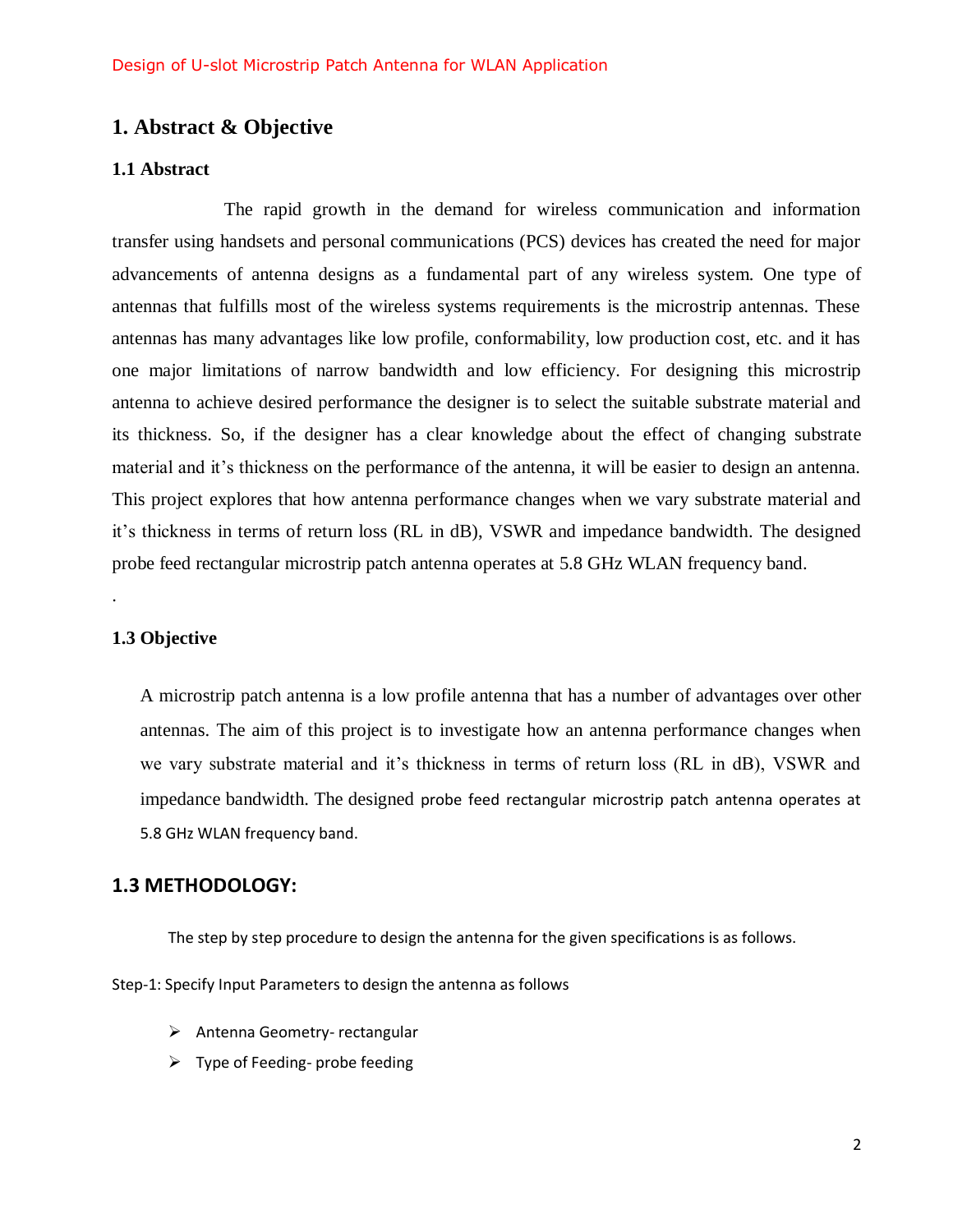# 1. Abstract & Objective

## 1.1 Abstract

The rapid growth in the demand for wireless communication and information transfer using handsets and personal communications (PCS) devices has created the need for major advancements of antenna designs as a fundamental part of any wireless system. One type of antennas that fulfills most of the wireless systems requirements is the microstrip antennas. These antennas has many advantages like low profile, conformability, low production cost, etc. and it has one major limitations of narrow bandwidth and low efficiency. For designing this microstrip antenna to achieve desired performance the designer is to select the suitable substrate material and its thickness. So, if the designer has a clear knowledge about the effect of changing substrate material and it's thickness on the performance of the antenna, it will be easier to design an antenna. This project explores that how antenna performance changes when we vary substrate material and it's thickness in terms of return loss (RL in dB), VSWR and impedance bandwidth. The designed probe feed rectangular microstrip patch antenna operates at 5.8 GHz WLAN frequency band.

.

## 1.3 Objective

A microstrip patch antenna is a low profile antenna that has a number of advantages over other antennas. The aim of this project is to investigate how an antenna performance changes when we vary substrate material and it's thickness in terms of return loss (RL in dB), VSWR and impedance bandwidth. The designed probe feed rectangular microstrip patch antenna operates at 5.8 GHz WLAN frequency band.

## 1.3 METHODOLOGY:

The step by step procedure to design the antenna for the given specifications is as follows.

Step-1: Specify Input Parameters to design the antenna as follows

- Antenna Geometry- rectangular
- Type of Feeding- probe feeding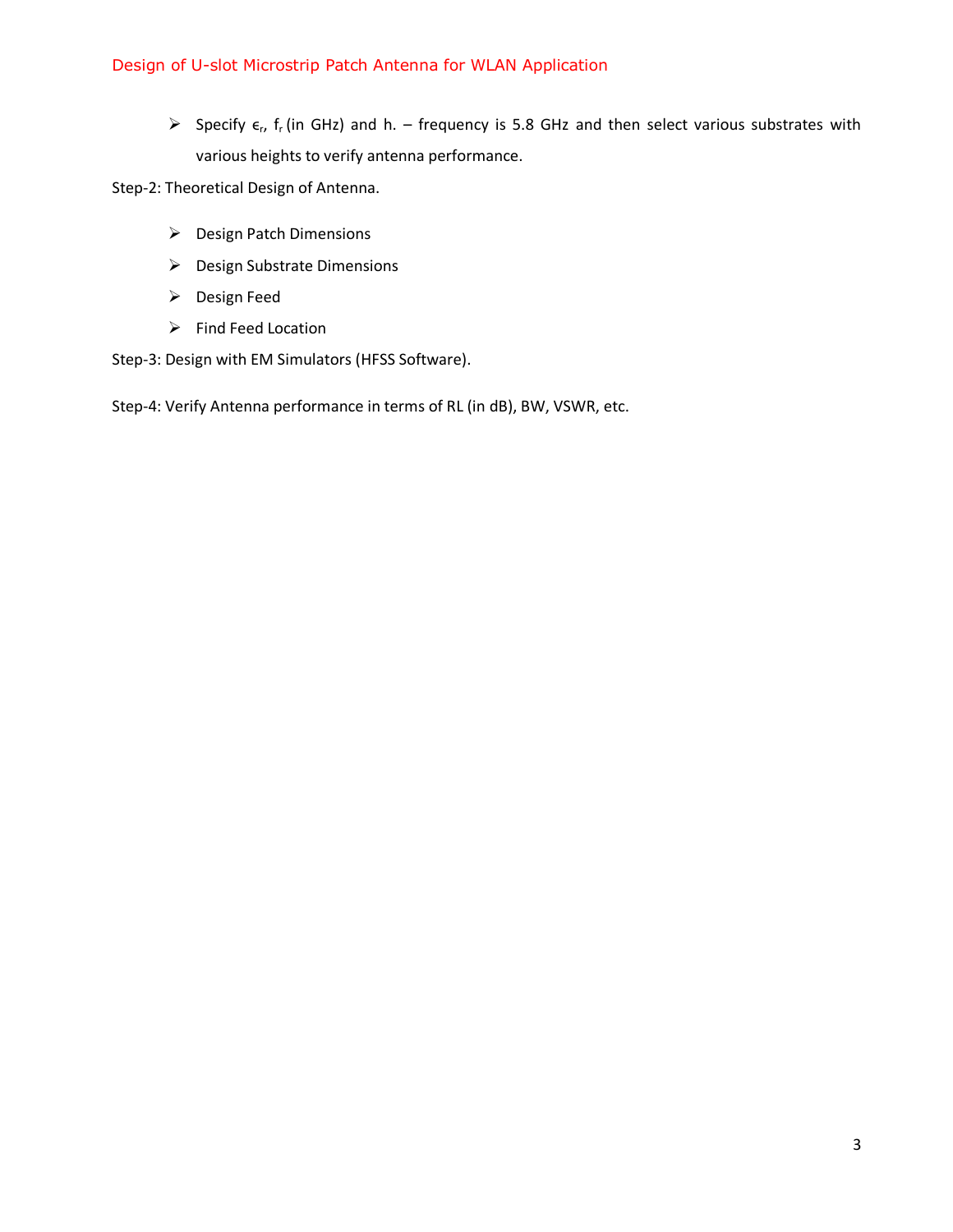- Specify $\epsilon_r$, $f_r$ (in GHz) and h. – frequency is 5.8 GHz and then select various substrates with various heights to verify antenna performance.

Step-2: Theoretical Design of Antenna.

- Design Patch Dimensions
- Design Substrate Dimensions
- Design Feed
- Find Feed Location

Step-3: Design with EM Simulators (HFSS Software).

Step-4: Verify Antenna performance in terms of RL (in dB), BW, VSWR, etc.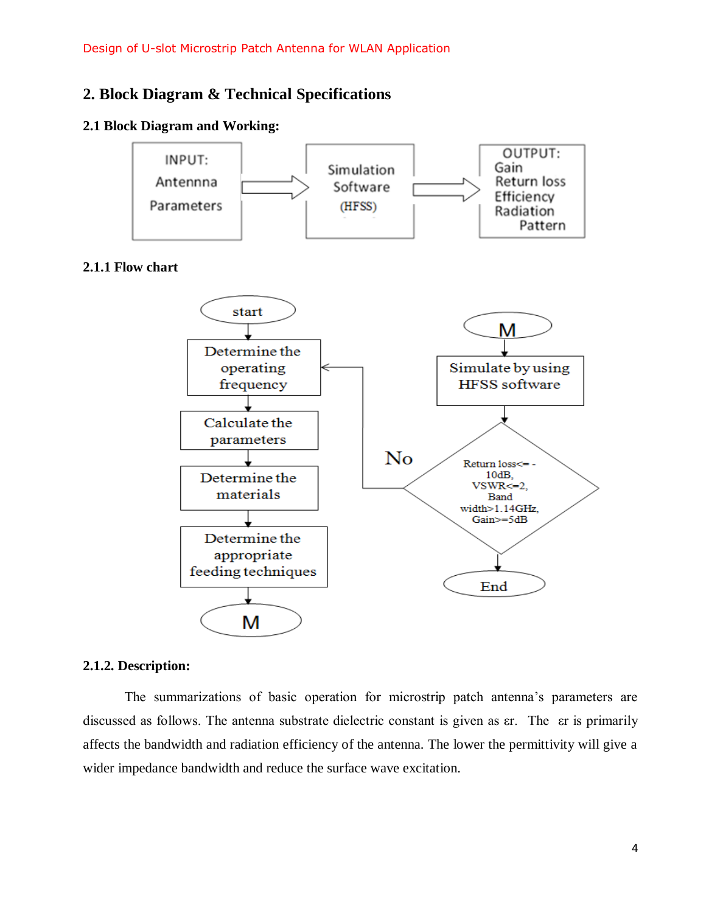## 2. Block Diagram & Technical Specifications

### 2.1 Block Diagram and Working:

INPUT: Antennna Parameters → Simulation Software (HFSS) → OUTPUT: Gain, Return loss, Efficiency, Radiation Pattern

### 2.1.1 Flow chart

start → Determine the operating frequency → Calculate the parameters → Determine the materials → Determine the appropriate feeding techniques → M

M → Simulate by using HFSS software → Return loss<= -10dB, VSWR<=2, Band width>1.14GHz, Gain>=5dB → End

No → Determine the operating frequency

### 2.1.2. Description:

The summarizations of basic operation for microstrip patch antenna's parameters are discussed as follows. The antenna substrate dielectric constant is given as $\varepsilon r$. The $\varepsilon r$ is primarily affects the bandwidth and radiation efficiency of the antenna. The lower the permittivity will give a wider impedance bandwidth and reduce the surface wave excitation.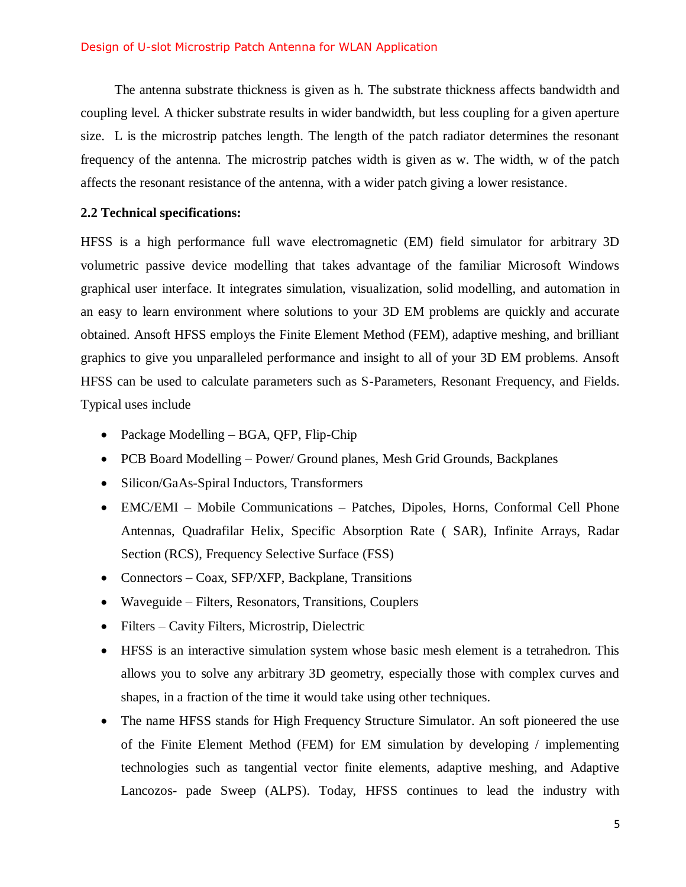The antenna substrate thickness is given as h. The substrate thickness affects bandwidth and coupling level. A thicker substrate results in wider bandwidth, but less coupling for a given aperture size. L is the microstrip patches length. The length of the patch radiator determines the resonant frequency of the antenna. The microstrip patches width is given as w. The width, w of the patch affects the resonant resistance of the antenna, with a wider patch giving a lower resistance.

**2.2 Technical specifications:**

HFSS is a high performance full wave electromagnetic (EM) field simulator for arbitrary 3D volumetric passive device modelling that takes advantage of the familiar Microsoft Windows graphical user interface. It integrates simulation, visualization, solid modelling, and automation in an easy to learn environment where solutions to your 3D EM problems are quickly and accurate obtained. Ansoft HFSS employs the Finite Element Method (FEM), adaptive meshing, and brilliant graphics to give you unparalleled performance and insight to all of your 3D EM problems. Ansoft HFSS can be used to calculate parameters such as S-Parameters, Resonant Frequency, and Fields. Typical uses include

- Package Modelling – BGA, QFP, Flip-Chip
- PCB Board Modelling – Power/ Ground planes, Mesh Grid Grounds, Backplanes
- Silicon/GaAs-Spiral Inductors, Transformers
- EMC/EMI – Mobile Communications – Patches, Dipoles, Horns, Conformal Cell Phone Antennas, Quadrafilar Helix, Specific Absorption Rate ( SAR), Infinite Arrays, Radar Section (RCS), Frequency Selective Surface (FSS)
- Connectors – Coax, SFP/XFP, Backplane, Transitions
- Waveguide – Filters, Resonators, Transitions, Couplers
- Filters – Cavity Filters, Microstrip, Dielectric
- HFSS is an interactive simulation system whose basic mesh element is a tetrahedron. This allows you to solve any arbitrary 3D geometry, especially those with complex curves and shapes, in a fraction of the time it would take using other techniques.
- The name HFSS stands for High Frequency Structure Simulator. An soft pioneered the use of the Finite Element Method (FEM) for EM simulation by developing / implementing technologies such as tangential vector finite elements, adaptive meshing, and Adaptive Lancozos- pade Sweep (ALPS). Today, HFSS continues to lead the industry with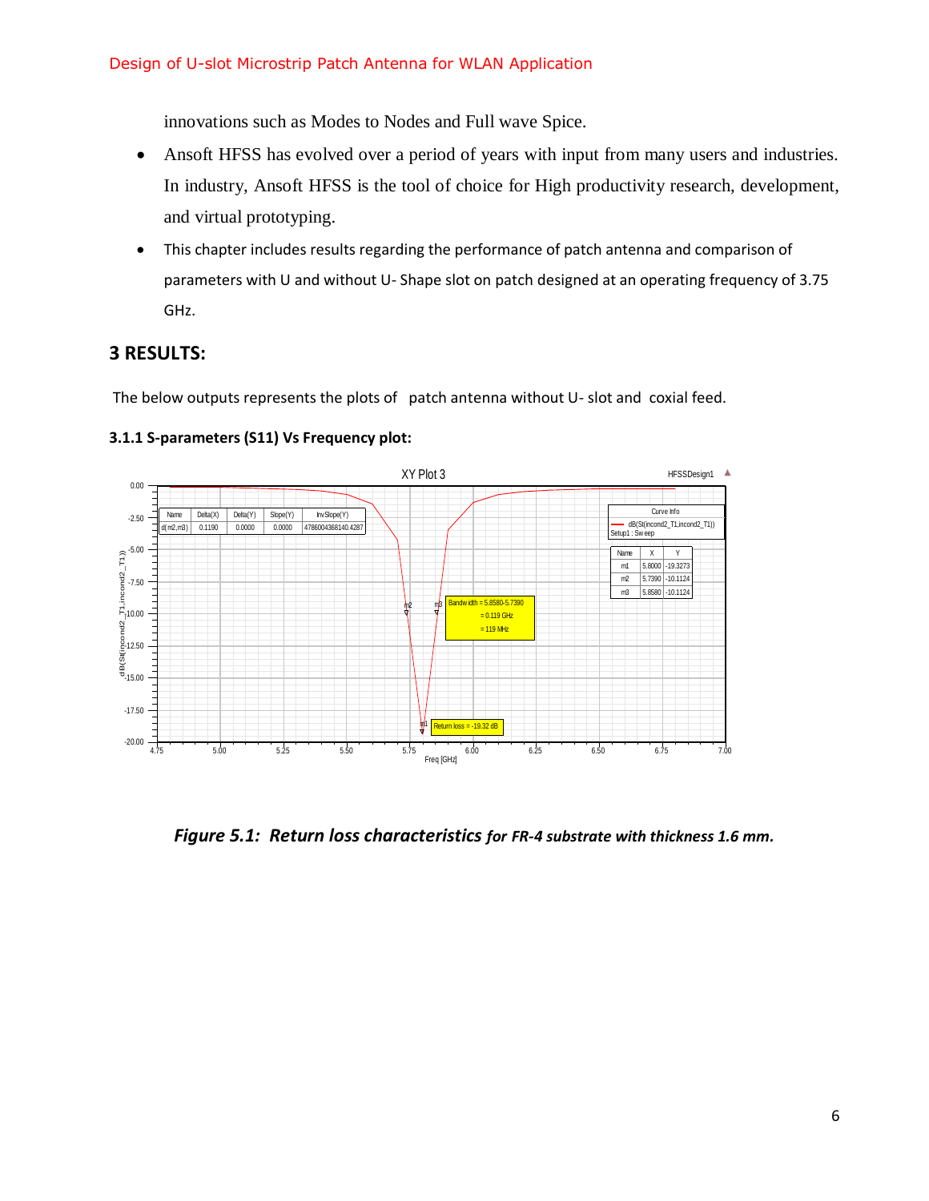innovations such as Modes to Nodes and Full wave Spice.

- Ansoft HFSS has evolved over a period of years with input from many users and industries. In industry, Ansoft HFSS is the tool of choice for High productivity research, development, and virtual prototyping.
- This chapter includes results regarding the performance of patch antenna and comparison of parameters with U and without U- Shape slot on patch designed at an operating frequency of 3.75 GHz.

## 3 RESULTS:

The below outputs represents the plots of patch antenna without U- slot and coxial feed.

### 3.1.1 S-parameters (S11) Vs Frequency plot:

*Figure 5.1: Return loss characteristics* ***for FR-4 substrate with thickness 1.6 mm.***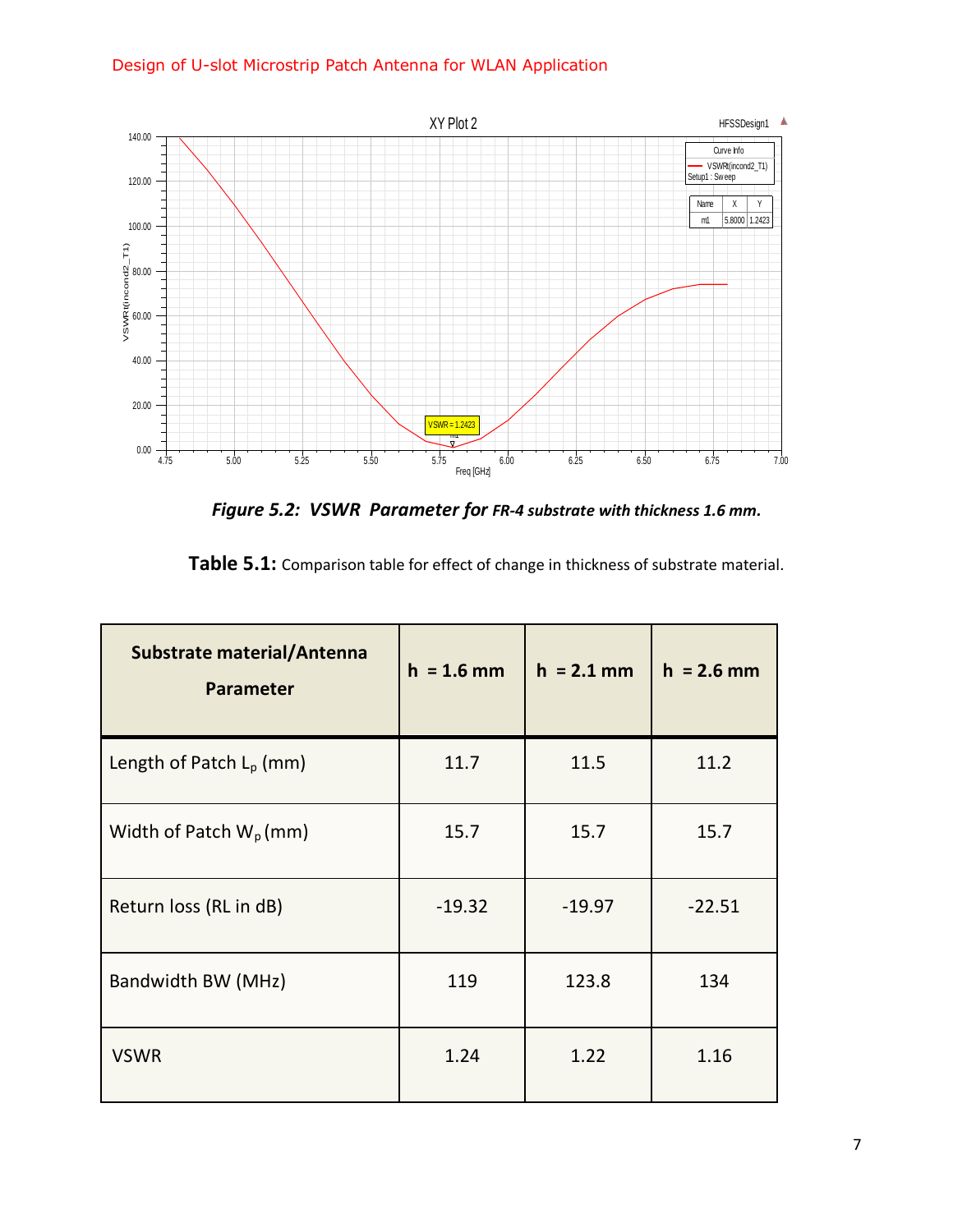Figure 5.2: VSWR Parameter for FR-4 substrate with thickness 1.6 mm.

**Table 5.1:** Comparison table for effect of change in thickness of substrate material.

| Substrate material/Antenna Parameter | h = 1.6 mm | h = 2.1 mm | h = 2.6 mm |
|---|---|---|---|
| Length of Patch $L_p$ (mm) | 11.7 | 11.5 | 11.2 |
| Width of Patch $W_p$ (mm) | 15.7 | 15.7 | 15.7 |
| Return loss (RL in dB) | -19.32 | -19.97 | -22.51 |
| Bandwidth BW (MHz) | 119 | 123.8 | 134 |
| VSWR | 1.24 | 1.22 | 1.16 |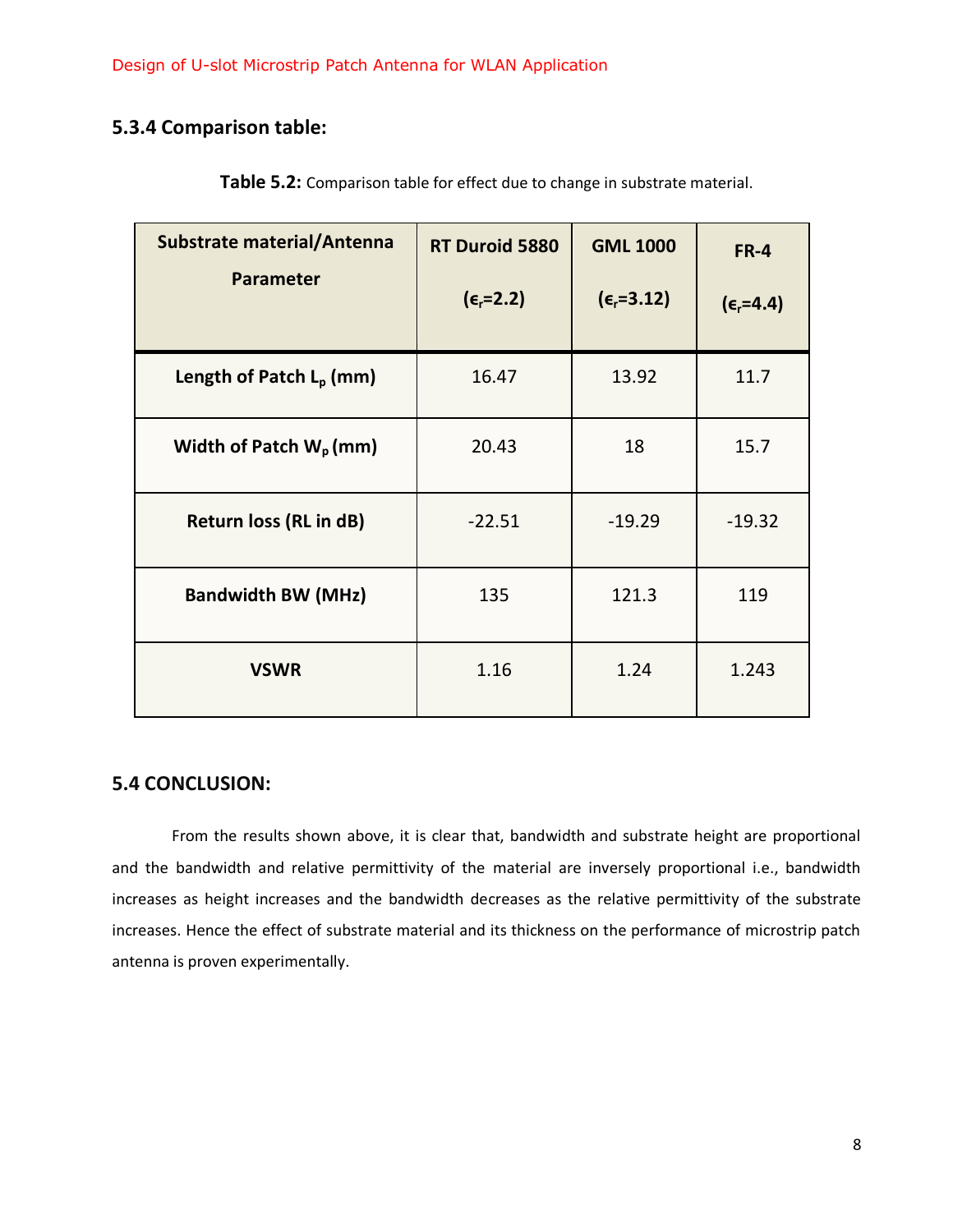### 5.3.4 Comparison table:

**Table 5.2:** Comparison table for effect due to change in substrate material.

| Substrate material/Antenna Parameter | RT Duroid 5880 ($\epsilon_r$=2.2) | GML 1000 ($\epsilon_r$=3.12) | FR-4 ($\epsilon_r$=4.4) |
|---|---|---|---|
| **Length of Patch $L_p$ (mm)** | 16.47 | 13.92 | 11.7 |
| **Width of Patch $W_p$ (mm)** | 20.43 | 18 | 15.7 |
| **Return loss (RL in dB)** | -22.51 | -19.29 | -19.32 |
| **Bandwidth BW (MHz)** | 135 | 121.3 | 119 |
| **VSWR** | 1.16 | 1.24 | 1.243 |

## 5.4 CONCLUSION:

From the results shown above, it is clear that, bandwidth and substrate height are proportional and the bandwidth and relative permittivity of the material are inversely proportional i.e., bandwidth increases as height increases and the bandwidth decreases as the relative permittivity of the substrate increases. Hence the effect of substrate material and its thickness on the performance of microstrip patch antenna is proven experimentally.